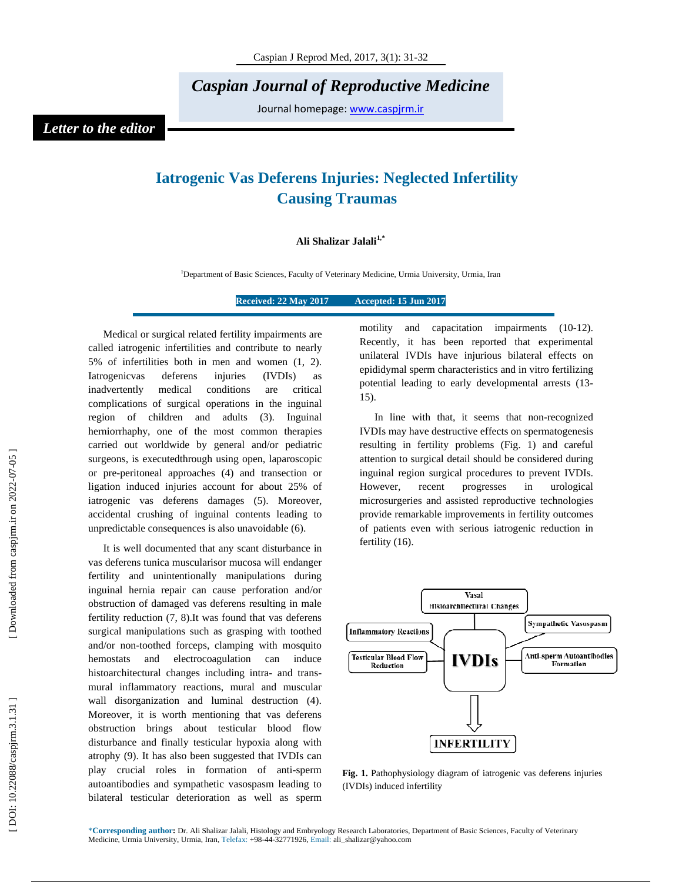*Caspian Journal of Reproductive Medicine*

Journal homepage: www.caspjrm.ir

*Letter to the editor*

# Iatrogenic Vas Deferens Injuries: Neglected Infertility Causing Traumas

**Ali Shalizar Jalali[1,*]**

[1]Department of Basic Sciences, Faculty of Veterinary Medicine, Urmia University, Urmia, Iran

**Received: 22 May 2017 Accepted: 15 Jun 2017**

Medical or surgical related fertility impairments are called iatrogenic infertilities and contribute to nearly 5% of infertilities both in men and women (1, 2). Iatrogenicvas deferens injuries (IVDIs) as inadvertently medical conditions are critical complications of surgical operations in the inguinal region of children and adults (3). Inguinal herniorrhaphy, one of the most common therapies carried out worldwide by general and/or pediatric surgeons, is executedthrough using open, laparoscopic or pre-peritoneal approaches (4) and transection or ligation induced injuries account for about 25% of iatrogenic vas deferens damages (5). Moreover, accidental crushing of inguinal contents leading to unpredictable consequences is also unavoidable (6).

It is well documented that any scant disturbance in vas deferens tunica muscularisor mucosa will endanger fertility and unintentionally manipulations during inguinal hernia repair can cause perforation and/or obstruction of damaged vas deferens resulting in male fertility reduction (7, 8).It was found that vas deferens surgical manipulations such as grasping with toothed and/or non-toothed forceps, clamping with mosquito hemostats and electrocoagulation can induce histoarchitectural changes including intra- and trans-mural inflammatory reactions, mural and muscular wall disorganization and luminal destruction (4). Moreover, it is worth mentioning that vas deferens obstruction brings about testicular blood flow disturbance and finally testicular hypoxia along with atrophy (9). It has also been suggested that IVDIs can play crucial roles in formation of anti-sperm autoantibodies and sympathetic vasospasm leading to bilateral testicular deterioration as well as sperm motility and capacitation impairments (10-12). Recently, it has been reported that experimental unilateral IVDIs have injurious bilateral effects on epididymal sperm characteristics and in vitro fertilizing potential leading to early developmental arrests (13-15).

In line with that, it seems that non-recognized IVDIs may have destructive effects on spermatogenesis resulting in fertility problems (Fig. 1) and careful attention to surgical detail should be considered during inguinal region surgical procedures to prevent IVDIs. However, recent progresses in urological microsurgeries and assisted reproductive technologies provide remarkable improvements in fertility outcomes of patients even with serious iatrogenic reduction in fertility (16).

**Fig. 1.** Pathophysiology diagram of iatrogenic vas deferens injuries (IVDIs) induced infertility

*__Corresponding author:__ Dr. Ali Shalizar Jalali, Histology and Embryology Research Laboratories, Department of Basic Sciences, Faculty of Veterinary Medicine, Urmia University, Urmia, Iran, Telefax: +98-44-32771926, Email: ali_shalizar@yahoo.com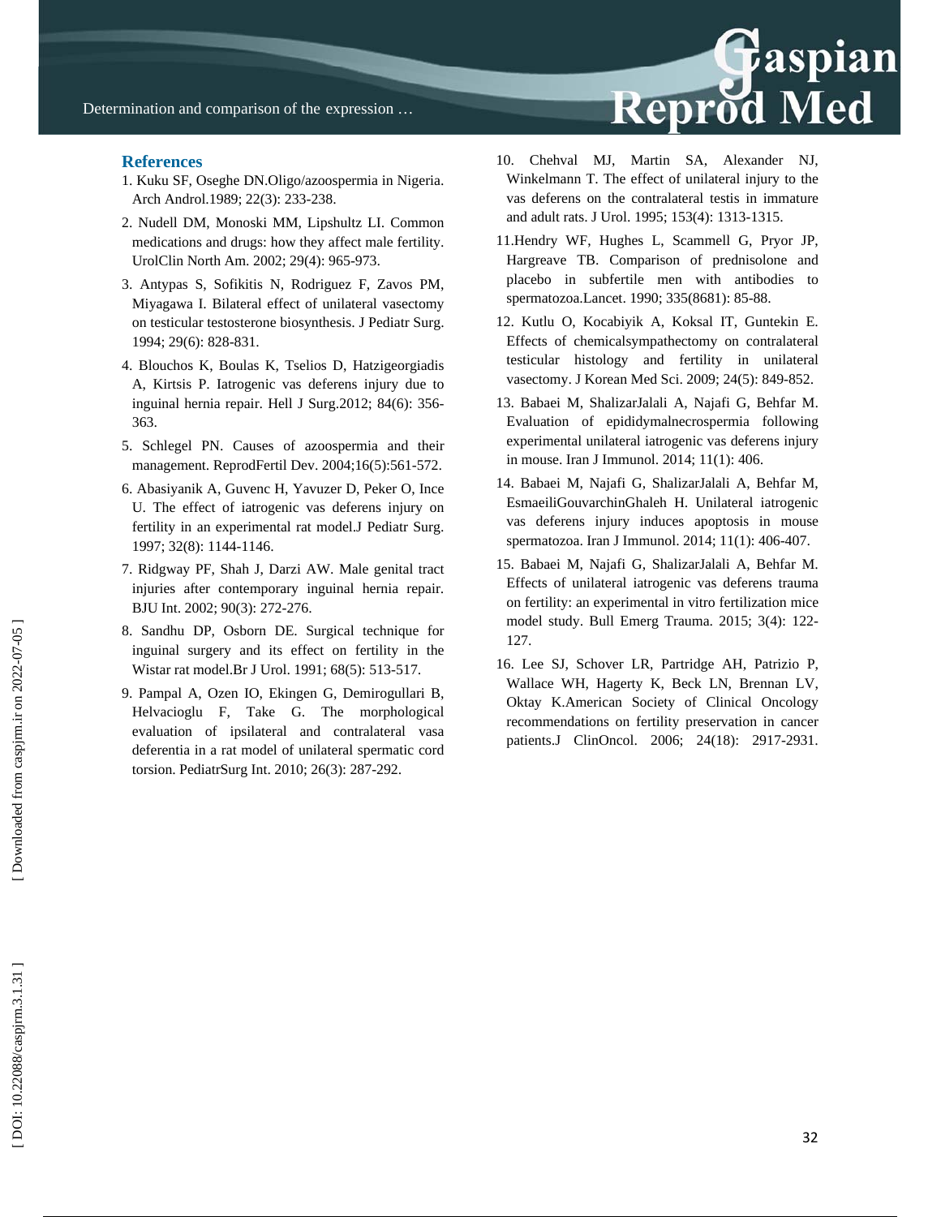## References

1. Kuku SF, Oseghe DN.Oligo/azoospermia in Nigeria. Arch Androl.1989; 22(3): 233-238.
2. Nudell DM, Monoski MM, Lipshultz LI. Common medications and drugs: how they affect male fertility. UrolClin North Am. 2002; 29(4): 965-973.
3. Antypas S, Sofikitis N, Rodriguez F, Zavos PM, Miyagawa I. Bilateral effect of unilateral vasectomy on testicular testosterone biosynthesis. J Pediatr Surg. 1994; 29(6): 828-831.
4. Blouchos K, Boulas K, Tselios D, Hatzigeorgiadis A, Kirtsis P. Iatrogenic vas deferens injury due to inguinal hernia repair. Hell J Surg.2012; 84(6): 356-363.
5. Schlegel PN. Causes of azoospermia and their management. ReprodFertil Dev. 2004;16(5):561-572.
6. Abasiyanik A, Guvenc H, Yavuzer D, Peker O, Ince U. The effect of iatrogenic vas deferens injury on fertility in an experimental rat model.J Pediatr Surg. 1997; 32(8): 1144-1146.
7. Ridgway PF, Shah J, Darzi AW. Male genital tract injuries after contemporary inguinal hernia repair. BJU Int. 2002; 90(3): 272-276.
8. Sandhu DP, Osborn DE. Surgical technique for inguinal surgery and its effect on fertility in the Wistar rat model.Br J Urol. 1991; 68(5): 513-517.
9. Pampal A, Ozen IO, Ekingen G, Demirogullari B, Helvacioglu F, Take G. The morphological evaluation of ipsilateral and contralateral vasa deferentia in a rat model of unilateral spermatic cord torsion. PediatrSurg Int. 2010; 26(3): 287-292.
10. Chehval MJ, Martin SA, Alexander NJ, Winkelmann T. The effect of unilateral injury to the vas deferens on the contralateral testis in immature and adult rats. J Urol. 1995; 153(4): 1313-1315.
11. Hendry WF, Hughes L, Scammell G, Pryor JP, Hargreave TB. Comparison of prednisolone and placebo in subfertile men with antibodies to spermatozoa.Lancet. 1990; 335(8681): 85-88.
12. Kutlu O, Kocabiyik A, Koksal IT, Guntekin E. Effects of chemicalsympathectomy on contralateral testicular histology and fertility in unilateral vasectomy. J Korean Med Sci. 2009; 24(5): 849-852.
13. Babaei M, ShalizarJalali A, Najafi G, Behfar M. Evaluation of epididymalnecrospermia following experimental unilateral iatrogenic vas deferens injury in mouse. Iran J Immunol. 2014; 11(1): 406.
14. Babaei M, Najafi G, ShalizarJalali A, Behfar M, EsmaeiliGouvarchinGhaleh H. Unilateral iatrogenic vas deferens injury induces apoptosis in mouse spermatozoa. Iran J Immunol. 2014; 11(1): 406-407.
15. Babaei M, Najafi G, ShalizarJalali A, Behfar M. Effects of unilateral iatrogenic vas deferens trauma on fertility: an experimental in vitro fertilization mice model study. Bull Emerg Trauma. 2015; 3(4): 122-127.
16. Lee SJ, Schover LR, Partridge AH, Patrizio P, Wallace WH, Hagerty K, Beck LN, Brennan LV, Oktay K.American Society of Clinical Oncology recommendations on fertility preservation in cancer patients.J ClinOncol. 2006; 24(18): 2917-2931.